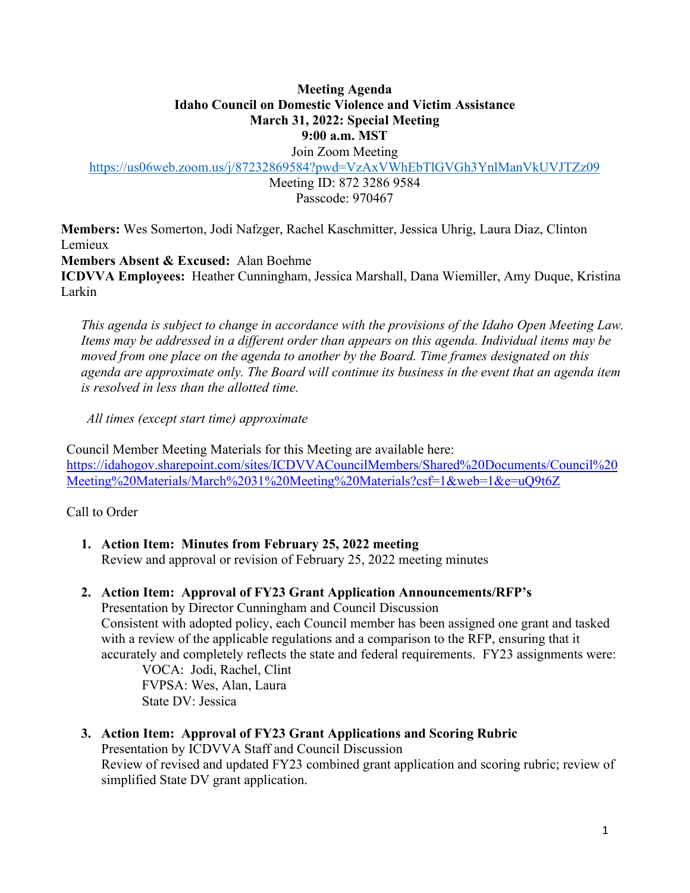**Meeting Agenda**
**Idaho Council on Domestic Violence and Victim Assistance**
**March 31, 2022: Special Meeting**
**9:00 a.m. MST**

Join Zoom Meeting
https://us06web.zoom.us/j/87232869584?pwd=VzAxVWhEbTlGVGh3YnlManVkUVJTZz09
Meeting ID: 872 3286 9584
Passcode: 970467

**Members:** Wes Somerton, Jodi Nafzger, Rachel Kaschmitter, Jessica Uhrig, Laura Diaz, Clinton Lemieux
**Members Absent & Excused:** Alan Boehme
**ICDVVA Employees:** Heather Cunningham, Jessica Marshall, Dana Wiemiller, Amy Duque, Kristina Larkin

*This agenda is subject to change in accordance with the provisions of the Idaho Open Meeting Law. Items may be addressed in a different order than appears on this agenda. Individual items may be moved from one place on the agenda to another by the Board. Time frames designated on this agenda are approximate only. The Board will continue its business in the event that an agenda item is resolved in less than the allotted time.*

*All times (except start time) approximate*

Council Member Meeting Materials for this Meeting are available here:
https://idahogov.sharepoint.com/sites/ICDVVACouncilMembers/Shared%20Documents/Council%20Meeting%20Materials/March%2031%20Meeting%20Materials?csf=1&web=1&e=uQ9t6Z

Call to Order

1. **Action Item: Minutes from February 25, 2022 meeting**
   Review and approval or revision of February 25, 2022 meeting minutes

2. **Action Item: Approval of FY23 Grant Application Announcements/RFP's**
   Presentation by Director Cunningham and Council Discussion
   Consistent with adopted policy, each Council member has been assigned one grant and tasked with a review of the applicable regulations and a comparison to the RFP, ensuring that it accurately and completely reflects the state and federal requirements. FY23 assignments were:
   - VOCA: Jodi, Rachel, Clint
   - FVPSA: Wes, Alan, Laura
   - State DV: Jessica

3. **Action Item: Approval of FY23 Grant Applications and Scoring Rubric**
   Presentation by ICDVVA Staff and Council Discussion
   Review of revised and updated FY23 combined grant application and scoring rubric; review of simplified State DV grant application.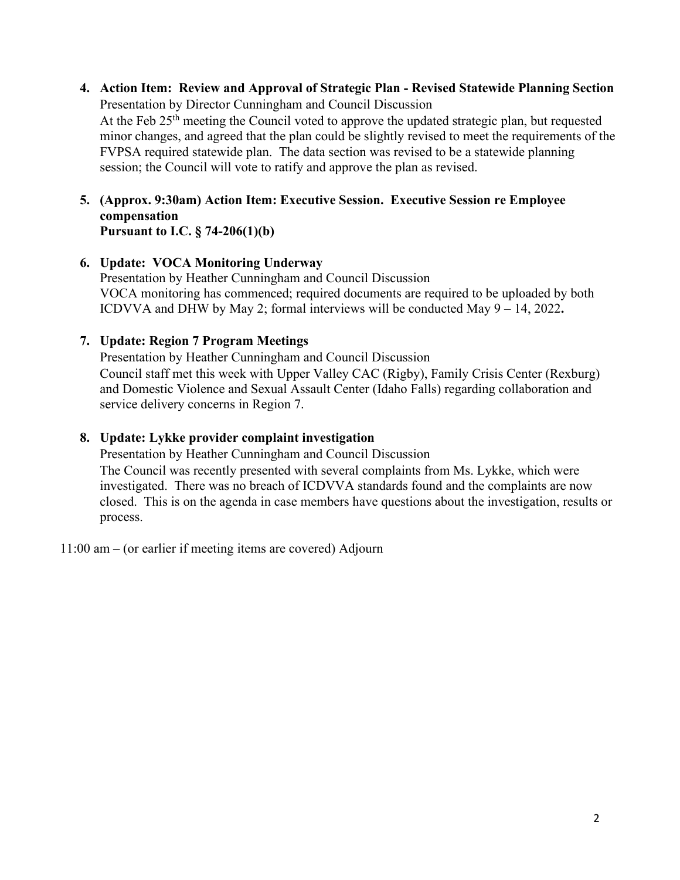4. **Action Item: Review and Approval of Strategic Plan - Revised Statewide Planning Section**
   Presentation by Director Cunningham and Council Discussion
   At the Feb 25th meeting the Council voted to approve the updated strategic plan, but requested minor changes, and agreed that the plan could be slightly revised to meet the requirements of the FVPSA required statewide plan. The data section was revised to be a statewide planning session; the Council will vote to ratify and approve the plan as revised.

5. **(Approx. 9:30am) Action Item: Executive Session. Executive Session re Employee compensation**
   **Pursuant to I.C. § 74-206(1)(b)**

6. **Update: VOCA Monitoring Underway**
   Presentation by Heather Cunningham and Council Discussion
   VOCA monitoring has commenced; required documents are required to be uploaded by both ICDVVA and DHW by May 2; formal interviews will be conducted May 9 – 14, 2022**.**

7. **Update: Region 7 Program Meetings**
   Presentation by Heather Cunningham and Council Discussion
   Council staff met this week with Upper Valley CAC (Rigby), Family Crisis Center (Rexburg) and Domestic Violence and Sexual Assault Center (Idaho Falls) regarding collaboration and service delivery concerns in Region 7.

8. **Update: Lykke provider complaint investigation**
   Presentation by Heather Cunningham and Council Discussion
   The Council was recently presented with several complaints from Ms. Lykke, which were investigated. There was no breach of ICDVVA standards found and the complaints are now closed. This is on the agenda in case members have questions about the investigation, results or process.

11:00 am – (or earlier if meeting items are covered) Adjourn